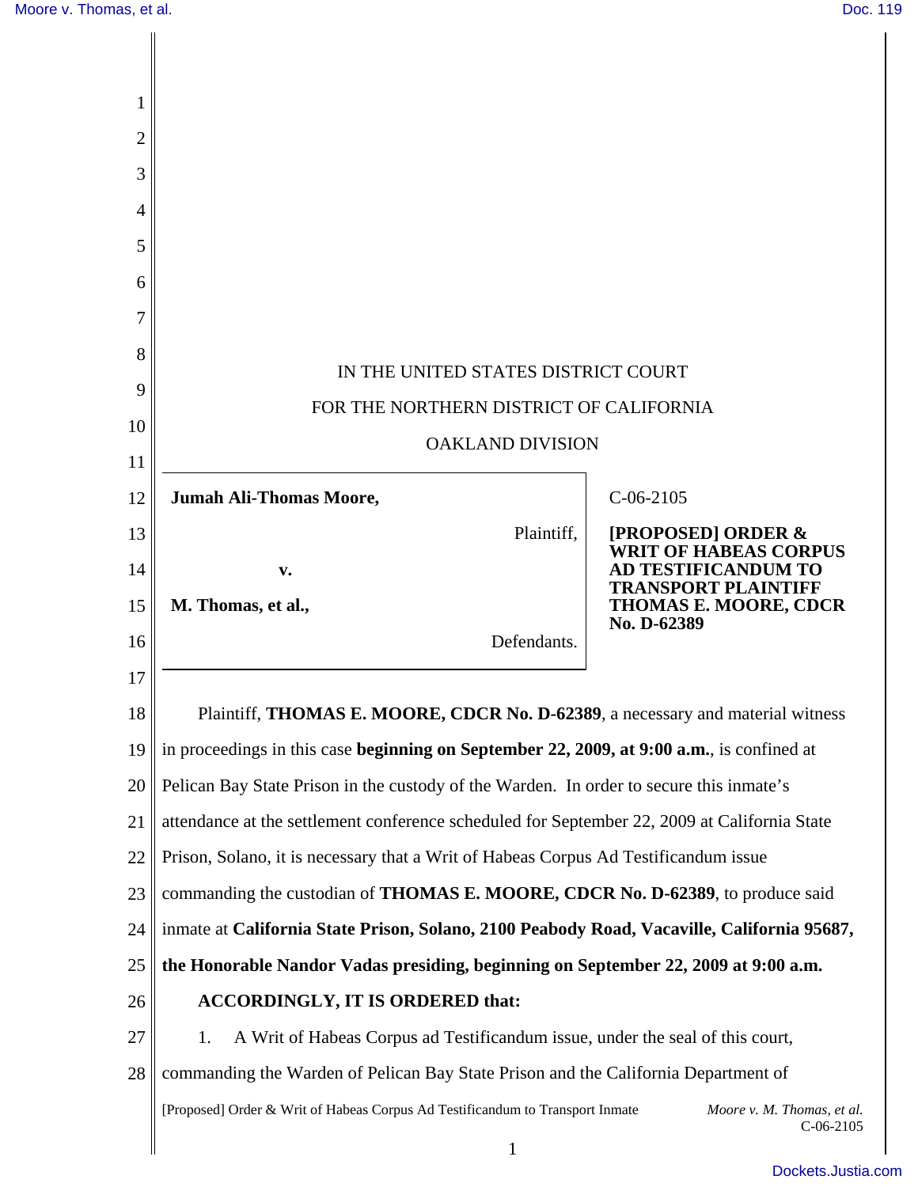IN THE UNITED STATES DISTRICT COURT

FOR THE NORTHERN DISTRICT OF CALIFORNIA

OAKLAND DIVISION

| | |
|---|---|
| **Jumah Ali-Thomas Moore,** Plaintiff, **v.** **M. Thomas, et al.,** Defendants. | C-06-2105 **[PROPOSED] ORDER & WRIT OF HABEAS CORPUS AD TESTIFICANDUM TO TRANSPORT PLAINTIFF THOMAS E. MOORE, CDCR No. D-62389** |

Plaintiff, **THOMAS E. MOORE, CDCR No. D-62389**, a necessary and material witness in proceedings in this case **beginning on September 22, 2009, at 9:00 a.m.**, is confined at Pelican Bay State Prison in the custody of the Warden. In order to secure this inmate's attendance at the settlement conference scheduled for September 22, 2009 at California State Prison, Solano, it is necessary that a Writ of Habeas Corpus Ad Testificandum issue commanding the custodian of **THOMAS E. MOORE, CDCR No. D-62389**, to produce said inmate at **California State Prison, Solano, 2100 Peabody Road, Vacaville, California 95687, the Honorable Nandor Vadas presiding, beginning on September 22, 2009 at 9:00 a.m.**

**ACCORDINGLY, IT IS ORDERED that:**

1. A Writ of Habeas Corpus ad Testificandum issue, under the seal of this court, commanding the Warden of Pelican Bay State Prison and the California Department of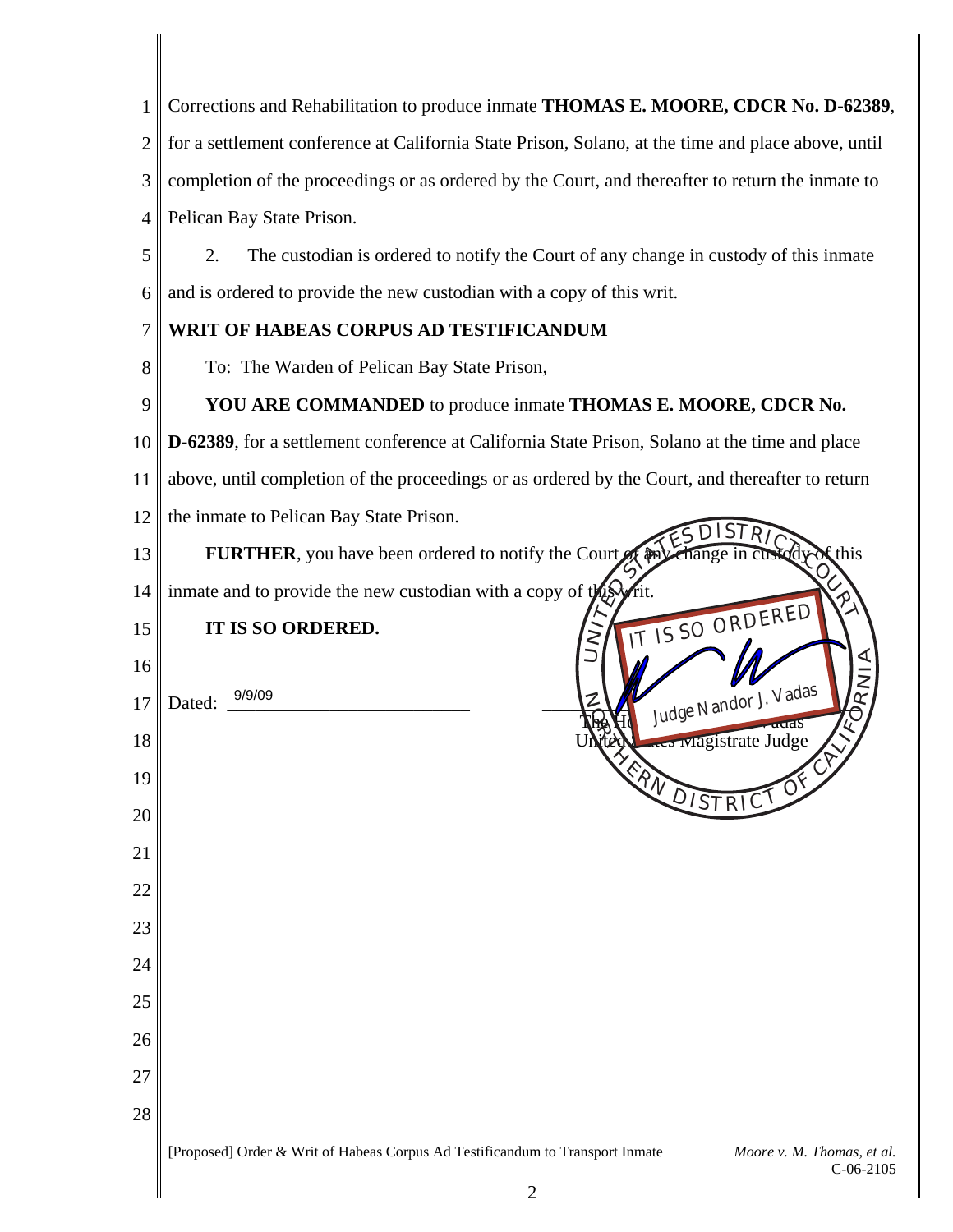Corrections and Rehabilitation to produce inmate **THOMAS E. MOORE, CDCR No. D-62389**, for a settlement conference at California State Prison, Solano, at the time and place above, until completion of the proceedings or as ordered by the Court, and thereafter to return the inmate to Pelican Bay State Prison.

2. The custodian is ordered to notify the Court of any change in custody of this inmate and is ordered to provide the new custodian with a copy of this writ.

**WRIT OF HABEAS CORPUS AD TESTIFICANDUM**

To: The Warden of Pelican Bay State Prison,

**YOU ARE COMMANDED** to produce inmate **THOMAS E. MOORE, CDCR No. D-62389**, for a settlement conference at California State Prison, Solano at the time and place above, until completion of the proceedings or as ordered by the Court, and thereafter to return the inmate to Pelican Bay State Prison.

**FURTHER**, you have been ordered to notify the Court of any change in custody of this inmate and to provide the new custodian with a copy of this writ.

**IT IS SO ORDERED.**

Dated: 9/9/09

UNITED STATES DISTRICT COURT NORTHERN DISTRICT OF CALIFORNIA

IT IS SO ORDERED

Judge Nandor J. Vadas

The Honorable Nandor J. Vadas
United States Magistrate Judge

[Proposed] Order & Writ of Habeas Corpus Ad Testificandum to Transport Inmate — *Moore v. M. Thomas, et al.* C-06-2105